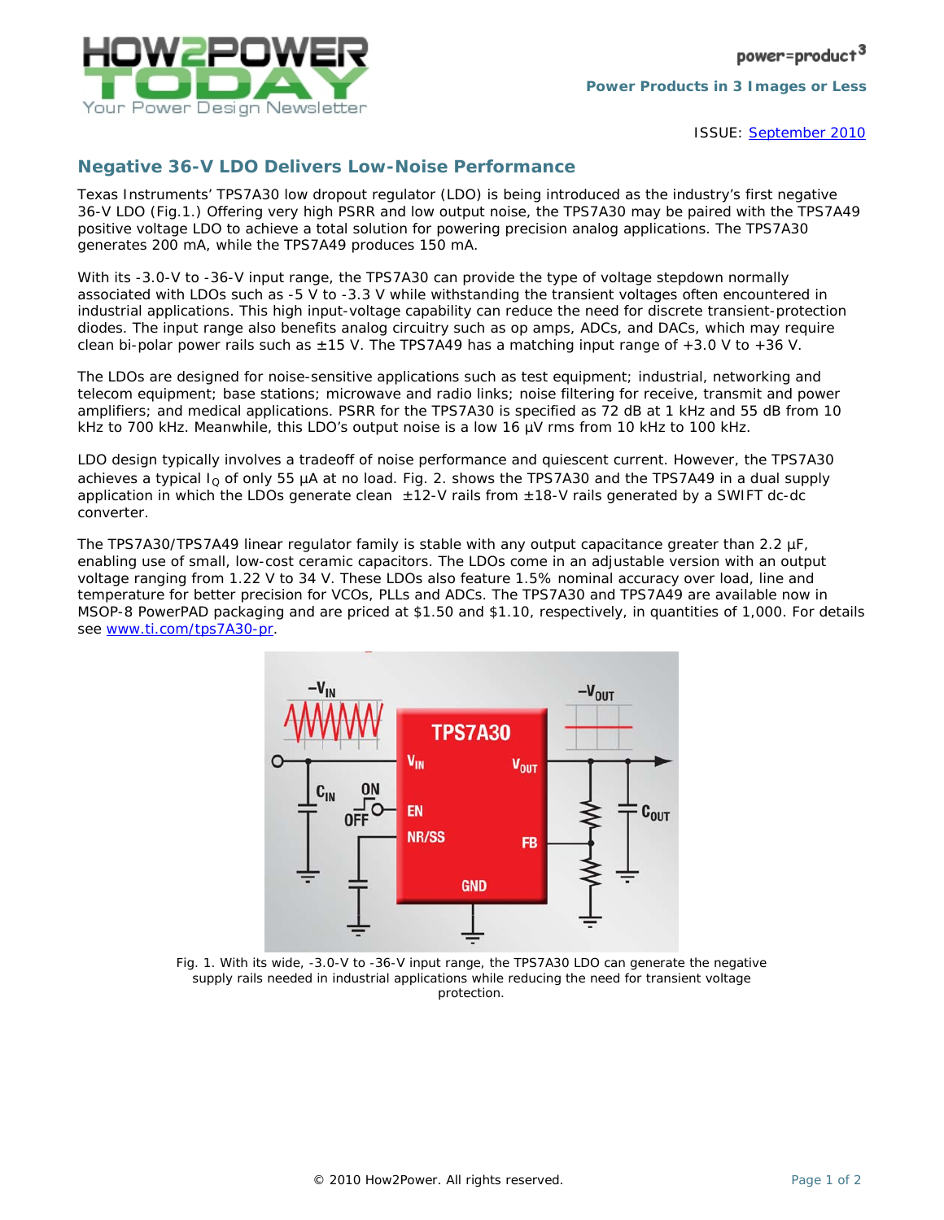power=product[3]

**Power Products in 3 Images or Less**

ISSUE: September 2010

## Negative 36-V LDO Delivers Low-Noise Performance

Texas Instruments' TPS7A30 low dropout regulator (LDO) is being introduced as the industry's first negative 36-V LDO (Fig.1.) Offering very high PSRR and low output noise, the TPS7A30 may be paired with the TPS7A49 positive voltage LDO to achieve a total solution for powering precision analog applications. The TPS7A30 generates 200 mA, while the TPS7A49 produces 150 mA.

With its -3.0-V to -36-V input range, the TPS7A30 can provide the type of voltage stepdown normally associated with LDOs such as -5 V to -3.3 V while withstanding the transient voltages often encountered in industrial applications. This high input-voltage capability can reduce the need for discrete transient-protection diodes. The input range also benefits analog circuitry such as op amps, ADCs, and DACs, which may require clean bi-polar power rails such as ±15 V. The TPS7A49 has a matching input range of +3.0 V to +36 V.

The LDOs are designed for noise-sensitive applications such as test equipment; industrial, networking and telecom equipment; base stations; microwave and radio links; noise filtering for receive, transmit and power amplifiers; and medical applications. PSRR for the TPS7A30 is specified as 72 dB at 1 kHz and 55 dB from 10 kHz to 700 kHz. Meanwhile, this LDO's output noise is a low 16 µV rms from 10 kHz to 100 kHz.

LDO design typically involves a tradeoff of noise performance and quiescent current. However, the TPS7A30 achieves a typical $I_Q$ of only 55 µA at no load. Fig. 2. shows the TPS7A30 and the TPS7A49 in a dual supply application in which the LDOs generate clean ±12-V rails from ±18-V rails generated by a SWIFT dc-dc converter.

The TPS7A30/TPS7A49 linear regulator family is stable with any output capacitance greater than 2.2 µF, enabling use of small, low-cost ceramic capacitors. The LDOs come in an adjustable version with an output voltage ranging from 1.22 V to 34 V. These LDOs also feature 1.5% nominal accuracy over load, line and temperature for better precision for VCOs, PLLs and ADCs. The TPS7A30 and TPS7A49 are available now in MSOP-8 PowerPAD packaging and are priced at $1.50 and $1.10, respectively, in quantities of 1,000. For details see www.ti.com/tps7A30-pr.

Fig. 1. With its wide, -3.0-V to -36-V input range, the TPS7A30 LDO can generate the negative supply rails needed in industrial applications while reducing the need for transient voltage protection.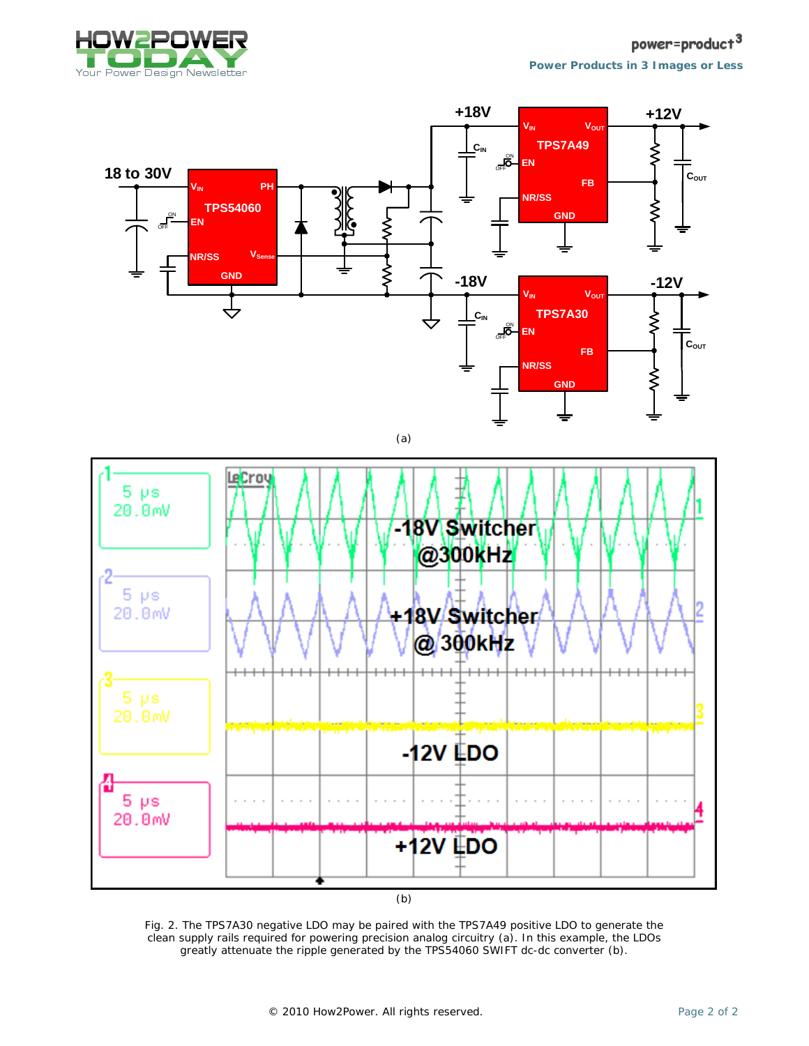+18V

$V_{IN}$ $V_{OUT}$

TPS7A49

EN

FB

NR/SS

GND

+12V

$C_{IN}$

$C_{OUT}$

18 to 30V

$V_{IN}$ PH

TPS54060

EN

NR/SS $V_{Sense}$

GND

-18V

$V_{IN}$ $V_{OUT}$

TPS7A30

EN

FB

NR/SS

GND

-12V

$C_{IN}$

$C_{OUT}$

(a)

5 µs
20.0mV

5 µs
20.0mV

5 µs
20.0mV

5 µs
20.0mV

LeCroy

-18V Switcher
@300kHz

+18V Switcher
@ 300kHz

-12V LDO

+12V LDO

(b)

Fig. 2. The TPS7A30 negative LDO may be paired with the TPS7A49 positive LDO to generate the clean supply rails required for powering precision analog circuitry (a). In this example, the LDOs greatly attenuate the ripple generated by the TPS54060 SWIFT dc-dc converter (b).

© 2010 How2Power. All rights reserved.